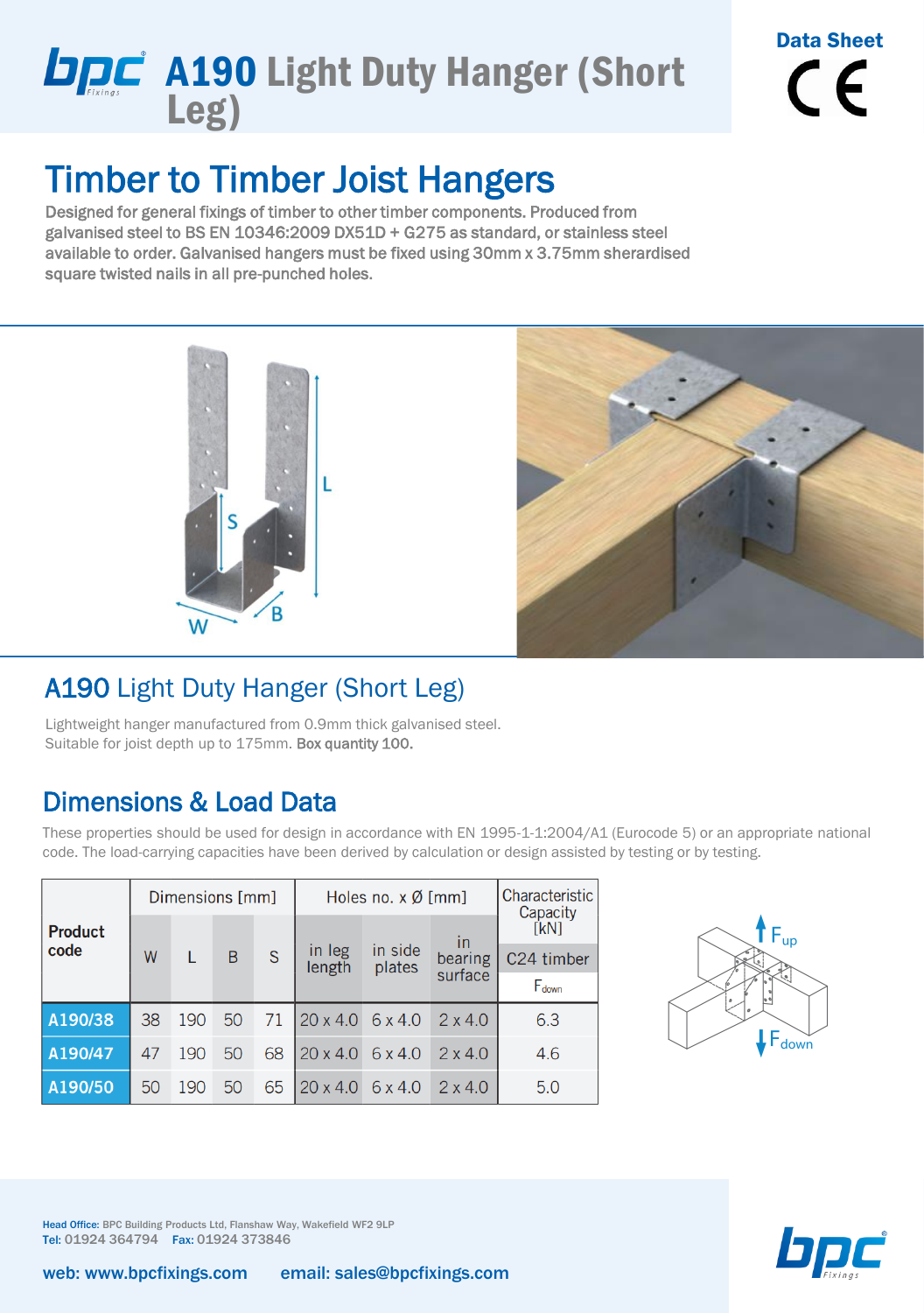# A190 Light Duty Hanger (Short Leg)

Data Sheet

## Timber to Timber Joist Hangers

Designed for general fixings of timber to other timber components. Produced from galvanised steel to BS EN 10346:2009 DX51D + G275 as standard, or stainless steel available to order. Galvanised hangers must be fixed using 30mm x 3.75mm sherardised square twisted nails in all pre-punched holes.

## A190 Light Duty Hanger (Short Leg)

Lightweight hanger manufactured from 0.9mm thick galvanised steel.
Suitable for joist depth up to 175mm. **Box quantity 100.**

## Dimensions & Load Data

These properties should be used for design in accordance with EN 1995-1-1:2004/A1 (Eurocode 5) or an appropriate national code. The load-carrying capacities have been derived by calculation or design assisted by testing or by testing.

| Product code | Dimensions [mm] | | | | Holes no. x Ø [mm] | | | Characteristic Capacity [kN] |
|---|---|---|---|---|---|---|---|---|
| | | | | | | | | C24 timber |
| | W | L | B | S | in leg length | in side plates | in bearing surface | $F_{down}$ |
| A190/38 | 38 | 190 | 50 | 71 | 20 x 4.0 | 6 x 4.0 | 2 x 4.0 | 6.3 |
| A190/47 | 47 | 190 | 50 | 68 | 20 x 4.0 | 6 x 4.0 | 2 x 4.0 | 4.6 |
| A190/50 | 50 | 190 | 50 | 65 | 20 x 4.0 | 6 x 4.0 | 2 x 4.0 | 5.0 |

**Head Office:** BPC Building Products Ltd, Flanshaw Way, Wakefield WF2 9LP
**Tel:** 01924 364794 **Fax:** 01924 373846

web: www.bpcfixings.com email: sales@bpcfixings.com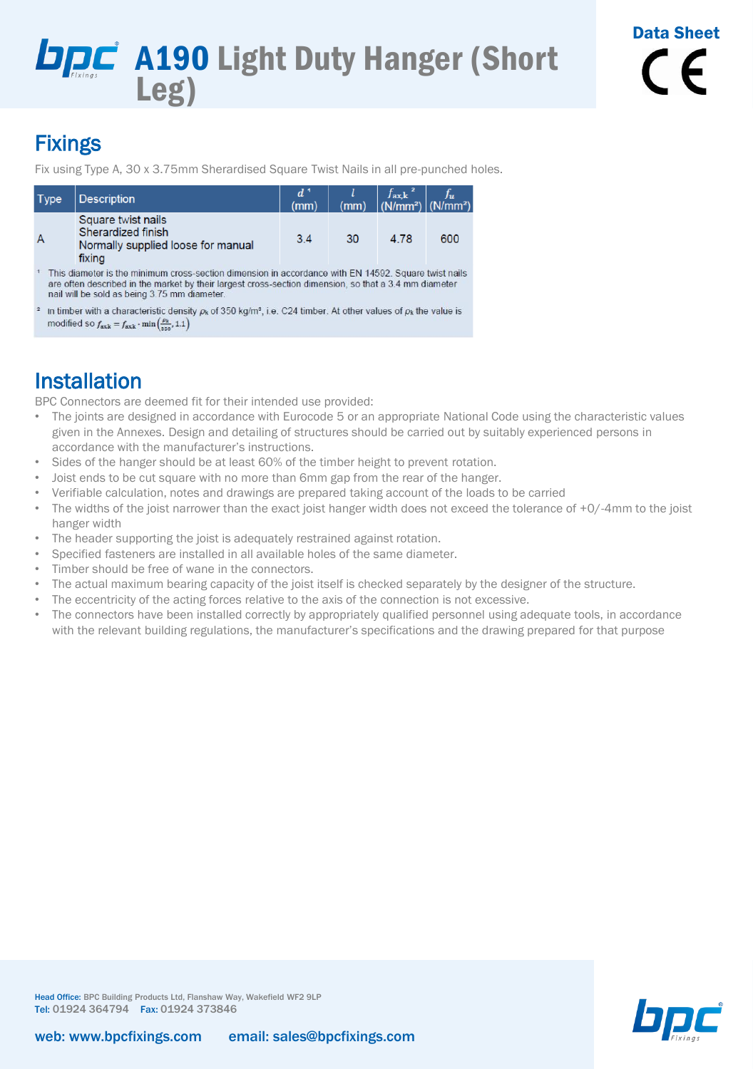# A190 Light Duty Hanger (Short Leg)

Data Sheet

## Fixings

Fix using Type A, 30 x 3.75mm Sherardised Square Twist Nails in all pre-punched holes.

| Type | Description | $d$ [1] (mm) | $l$ (mm) | $f_{ax,k}$ [2] (N/mm²) | $f_u$ (N/mm²) |
|---|---|---|---|---|---|
| A | Square twist nails Sherardized finish Normally supplied loose for manual fixing | 3.4 | 30 | 4.78 | 600 |

[1] This diameter is the minimum cross-section dimension in accordance with EN 14592. Square twist nails are often described in the market by their largest cross-section dimension, so that a 3.4 mm diameter nail will be sold as being 3.75 mm diameter.

[2] In timber with a characteristic density $\rho_k$ of 350 kg/m³, i.e. C24 timber. At other values of $\rho_k$ the value is modified so $f_{ax,k} = f_{ax,k} \cdot \min\left(\frac{\rho_k}{350}, 1.1\right)$

## Installation

BPC Connectors are deemed fit for their intended use provided:

- The joints are designed in accordance with Eurocode 5 or an appropriate National Code using the characteristic values given in the Annexes. Design and detailing of structures should be carried out by suitably experienced persons in accordance with the manufacturer's instructions.
- Sides of the hanger should be at least 60% of the timber height to prevent rotation.
- Joist ends to be cut square with no more than 6mm gap from the rear of the hanger.
- Verifiable calculation, notes and drawings are prepared taking account of the loads to be carried
- The widths of the joist narrower than the exact joist hanger width does not exceed the tolerance of +0/-4mm to the joist hanger width
- The header supporting the joist is adequately restrained against rotation.
- Specified fasteners are installed in all available holes of the same diameter.
- Timber should be free of wane in the connectors.
- The actual maximum bearing capacity of the joist itself is checked separately by the designer of the structure.
- The eccentricity of the acting forces relative to the axis of the connection is not excessive.
- The connectors have been installed correctly by appropriately qualified personnel using adequate tools, in accordance with the relevant building regulations, the manufacturer's specifications and the drawing prepared for that purpose

**Head Office:** BPC Building Products Ltd, Flanshaw Way, Wakefield WF2 9LP
**Tel:** 01924 364794 **Fax:** 01924 373846

web: www.bpcfixings.com email: sales@bpcfixings.com